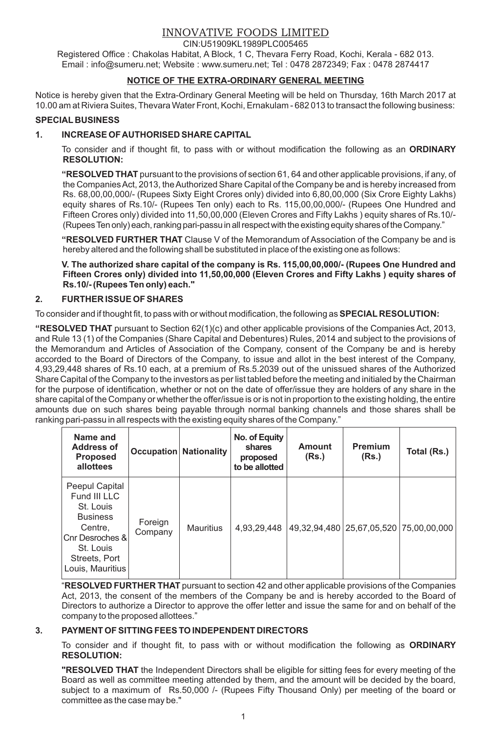# INNOVATIVE FOODS LIMITED

CIN:U51909KL1989PLC005465

Registered Office : Chakolas Habitat, A Block, 1 C, Thevara Ferry Road, Kochi, Kerala - 682 013.
Email : info@sumeru.net; Website : www.sumeru.net; Tel : 0478 2872349; Fax : 0478 2874417

## NOTICE OF THE EXTRA-ORDINARY GENERAL MEETING

Notice is hereby given that the Extra-Ordinary General Meeting will be held on Thursday, 16th March 2017 at 10.00 am at Riviera Suites, Thevara Water Front, Kochi, Ernakulam - 682 013 to transact the following business:

### SPECIAL BUSINESS

### 1. INCREASE OF AUTHORISED SHARE CAPITAL

To consider and if thought fit, to pass with or without modification the following as an **ORDINARY RESOLUTION:**

**"RESOLVED THAT** pursuant to the provisions of section 61, 64 and other applicable provisions, if any, of the Companies Act, 2013, the Authorized Share Capital of the Company be and is hereby increased from Rs. 68,00,00,000/- (Rupees Sixty Eight Crores only) divided into 6,80,00,000 (Six Crore Eighty Lakhs) equity shares of Rs.10/- (Rupees Ten only) each to Rs. 115,00,00,000/- (Rupees One Hundred and Fifteen Crores only) divided into 11,50,00,000 (Eleven Crores and Fifty Lakhs ) equity shares of Rs.10/- (Rupees Ten only) each, ranking pari-passu in all respect with the existing equity shares of the Company."

**"RESOLVED FURTHER THAT** Clause V of the Memorandum of Association of the Company be and is hereby altered and the following shall be substituted in place of the existing one as follows:

**V. The authorized share capital of the company is Rs. 115,00,00,000/- (Rupees One Hundred and Fifteen Crores only) divided into 11,50,00,000 (Eleven Crores and Fifty Lakhs ) equity shares of Rs.10/- (Rupees Ten only) each."**

### 2. FURTHER ISSUE OF SHARES

To consider and if thought fit, to pass with or without modification, the following as **SPECIAL RESOLUTION:**

**"RESOLVED THAT** pursuant to Section 62(1)(c) and other applicable provisions of the Companies Act, 2013, and Rule 13 (1) of the Companies (Share Capital and Debentures) Rules, 2014 and subject to the provisions of the Memorandum and Articles of Association of the Company, consent of the Company be and is hereby accorded to the Board of Directors of the Company, to issue and allot in the best interest of the Company, 4,93,29,448 shares of Rs.10 each, at a premium of Rs.5.2039 out of the unissued shares of the Authorized Share Capital of the Company to the investors as per list tabled before the meeting and initialed by the Chairman for the purpose of identification, whether or not on the date of offer/issue they are holders of any share in the share capital of the Company or whether the offer/issue is or is not in proportion to the existing holding, the entire amounts due on such shares being payable through normal banking channels and those shares shall be ranking pari-passu in all respects with the existing equity shares of the Company."

| Name and Address of Proposed allottees | Occupation | Nationality | No. of Equity shares proposed to be allotted | Amount (Rs.) | Premium (Rs.) | Total (Rs.) |
|---|---|---|---|---|---|---|
| Peepul Capital Fund III LLC St. Louis Business Centre, Cnr Desroches & St. Louis Streets, Port Louis, Mauritius | Foreign Company | Mauritius | 4,93,29,448 | 49,32,94,480 | 25,67,05,520 | 75,00,00,000 |

"**RESOLVED FURTHER THAT** pursuant to section 42 and other applicable provisions of the Companies Act, 2013, the consent of the members of the Company be and is hereby accorded to the Board of Directors to authorize a Director to approve the offer letter and issue the same for and on behalf of the company to the proposed allottees."

### 3. PAYMENT OF SITTING FEES TO INDEPENDENT DIRECTORS

To consider and if thought fit, to pass with or without modification the following as **ORDINARY RESOLUTION:**

**"RESOLVED THAT** the Independent Directors shall be eligible for sitting fees for every meeting of the Board as well as committee meeting attended by them, and the amount will be decided by the board, subject to a maximum of Rs.50,000 /- (Rupees Fifty Thousand Only) per meeting of the board or committee as the case may be."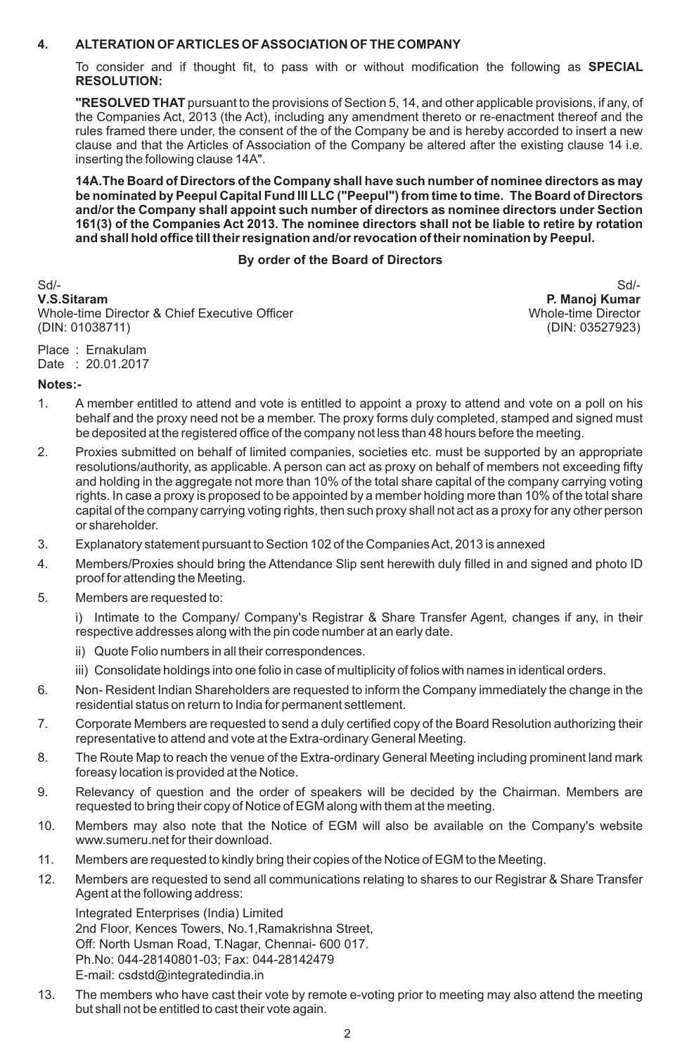**4. ALTERATION OF ARTICLES OF ASSOCIATION OF THE COMPANY**

To consider and if thought fit, to pass with or without modification the following as **SPECIAL RESOLUTION:**

**"RESOLVED THAT** pursuant to the provisions of Section 5, 14, and other applicable provisions, if any, of the Companies Act, 2013 (the Act), including any amendment thereto or re-enactment thereof and the rules framed there under, the consent of the of the Company be and is hereby accorded to insert a new clause and that the Articles of Association of the Company be altered after the existing clause 14 i.e. inserting the following clause 14A".

**14A.The Board of Directors of the Company shall have such number of nominee directors as may be nominated by Peepul Capital Fund III LLC ("Peepul") from time to time. The Board of Directors and/or the Company shall appoint such number of directors as nominee directors under Section 161(3) of the Companies Act 2013. The nominee directors shall not be liable to retire by rotation and shall hold office till their resignation and/or revocation of their nomination by Peepul.**

**By order of the Board of Directors**

Sd/-
**V.S.Sitaram**
Whole-time Director & Chief Executive Officer
(DIN: 01038711)

Sd/-
**P. Manoj Kumar**
Whole-time Director
(DIN: 03527923)

Place : Ernakulam
Date : 20.01.2017

**Notes:-**

1. A member entitled to attend and vote is entitled to appoint a proxy to attend and vote on a poll on his behalf and the proxy need not be a member. The proxy forms duly completed, stamped and signed must be deposited at the registered office of the company not less than 48 hours before the meeting.
2. Proxies submitted on behalf of limited companies, societies etc. must be supported by an appropriate resolutions/authority, as applicable. A person can act as proxy on behalf of members not exceeding fifty and holding in the aggregate not more than 10% of the total share capital of the company carrying voting rights. In case a proxy is proposed to be appointed by a member holding more than 10% of the total share capital of the company carrying voting rights, then such proxy shall not act as a proxy for any other person or shareholder.
3. Explanatory statement pursuant to Section 102 of the Companies Act, 2013 is annexed
4. Members/Proxies should bring the Attendance Slip sent herewith duly filled in and signed and photo ID proof for attending the Meeting.
5. Members are requested to:

   i) Intimate to the Company/ Company's Registrar & Share Transfer Agent, changes if any, in their respective addresses along with the pin code number at an early date.

   ii) Quote Folio numbers in all their correspondences.

   iii) Consolidate holdings into one folio in case of multiplicity of folios with names in identical orders.
6. Non- Resident Indian Shareholders are requested to inform the Company immediately the change in the residential status on return to India for permanent settlement.
7. Corporate Members are requested to send a duly certified copy of the Board Resolution authorizing their representative to attend and vote at the Extra-ordinary General Meeting.
8. The Route Map to reach the venue of the Extra-ordinary General Meeting including prominent land mark foreasy location is provided at the Notice.
9. Relevancy of question and the order of speakers will be decided by the Chairman. Members are requested to bring their copy of Notice of EGM along with them at the meeting.
10. Members may also note that the Notice of EGM will also be available on the Company's website www.sumeru.net for their download.
11. Members are requested to kindly bring their copies of the Notice of EGM to the Meeting.
12. Members are requested to send all communications relating to shares to our Registrar & Share Transfer Agent at the following address:

    Integrated Enterprises (India) Limited
    2nd Floor, Kences Towers, No.1,Ramakrishna Street,
    Off: North Usman Road, T.Nagar, Chennai- 600 017.
    Ph.No: 044-28140801-03; Fax: 044-28142479
    E-mail: csdstd@integratedindia.in
13. The members who have cast their vote by remote e-voting prior to meeting may also attend the meeting but shall not be entitled to cast their vote again.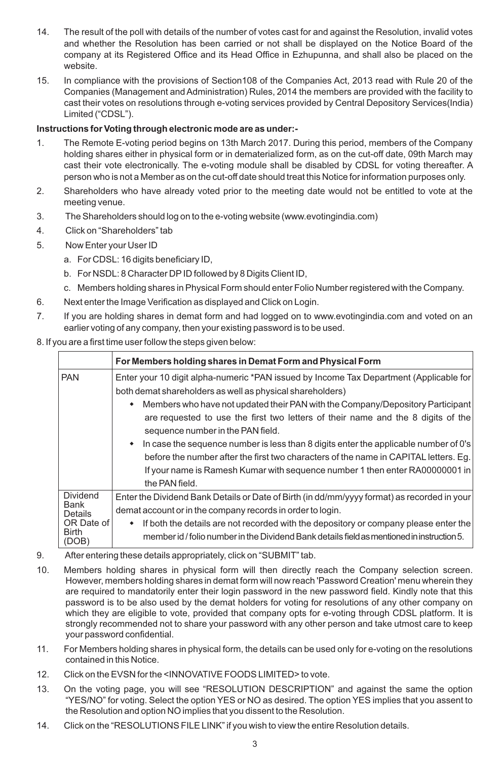14. The result of the poll with details of the number of votes cast for and against the Resolution, invalid votes and whether the Resolution has been carried or not shall be displayed on the Notice Board of the company at its Registered Office and its Head Office in Ezhupunna, and shall also be placed on the website.

15. In compliance with the provisions of Section108 of the Companies Act, 2013 read with Rule 20 of the Companies (Management and Administration) Rules, 2014 the members are provided with the facility to cast their votes on resolutions through e-voting services provided by Central Depository Services(India) Limited ("CDSL").

**Instructions for Voting through electronic mode are as under:-**

1. The Remote E-voting period begins on 13th March 2017. During this period, members of the Company holding shares either in physical form or in dematerialized form, as on the cut-off date, 09th March may cast their vote electronically. The e-voting module shall be disabled by CDSL for voting thereafter. A person who is not a Member as on the cut-off date should treat this Notice for information purposes only.
2. Shareholders who have already voted prior to the meeting date would not be entitled to vote at the meeting venue.
3. The Shareholders should log on to the e-voting website (www.evotingindia.com)
4. Click on "Shareholders" tab
5. Now Enter your User ID
   a. For CDSL: 16 digits beneficiary ID,
   b. For NSDL: 8 Character DP ID followed by 8 Digits Client ID,
   c. Members holding shares in Physical Form should enter Folio Number registered with the Company.
6. Next enter the Image Verification as displayed and Click on Login.
7. If you are holding shares in demat form and had logged on to www.evotingindia.com and voted on an earlier voting of any company, then your existing password is to be used.
8. If you are a first time user follow the steps given below:

| | For Members holding shares in Demat Form and Physical Form |
|---|---|
| PAN | Enter your 10 digit alpha-numeric *PAN issued by Income Tax Department (Applicable for both demat shareholders as well as physical shareholders)<br>• Members who have not updated their PAN with the Company/Depository Participant are requested to use the first two letters of their name and the 8 digits of the sequence number in the PAN field.<br>• In case the sequence number is less than 8 digits enter the applicable number of 0's before the number after the first two characters of the name in CAPITAL letters. Eg. If your name is Ramesh Kumar with sequence number 1 then enter RA00000001 in the PAN field. |
| Dividend Bank Details OR Date of Birth (DOB) | Enter the Dividend Bank Details or Date of Birth (in dd/mm/yyyy format) as recorded in your demat account or in the company records in order to login.<br>• If both the details are not recorded with the depository or company please enter the member id / folio number in the Dividend Bank details field as mentioned in instruction 5. |

9. After entering these details appropriately, click on "SUBMIT" tab.
10. Members holding shares in physical form will then directly reach the Company selection screen. However, members holding shares in demat form will now reach 'Password Creation' menu wherein they are required to mandatorily enter their login password in the new password field. Kindly note that this password is to be also used by the demat holders for voting for resolutions of any other company on which they are eligible to vote, provided that company opts for e-voting through CDSL platform. It is strongly recommended not to share your password with any other person and take utmost care to keep your password confidential.
11. For Members holding shares in physical form, the details can be used only for e-voting on the resolutions contained in this Notice.
12. Click on the EVSN for the <INNOVATIVE FOODS LIMITED> to vote.
13. On the voting page, you will see "RESOLUTION DESCRIPTION" and against the same the option "YES/NO" for voting. Select the option YES or NO as desired. The option YES implies that you assent to the Resolution and option NO implies that you dissent to the Resolution.
14. Click on the "RESOLUTIONS FILE LINK" if you wish to view the entire Resolution details.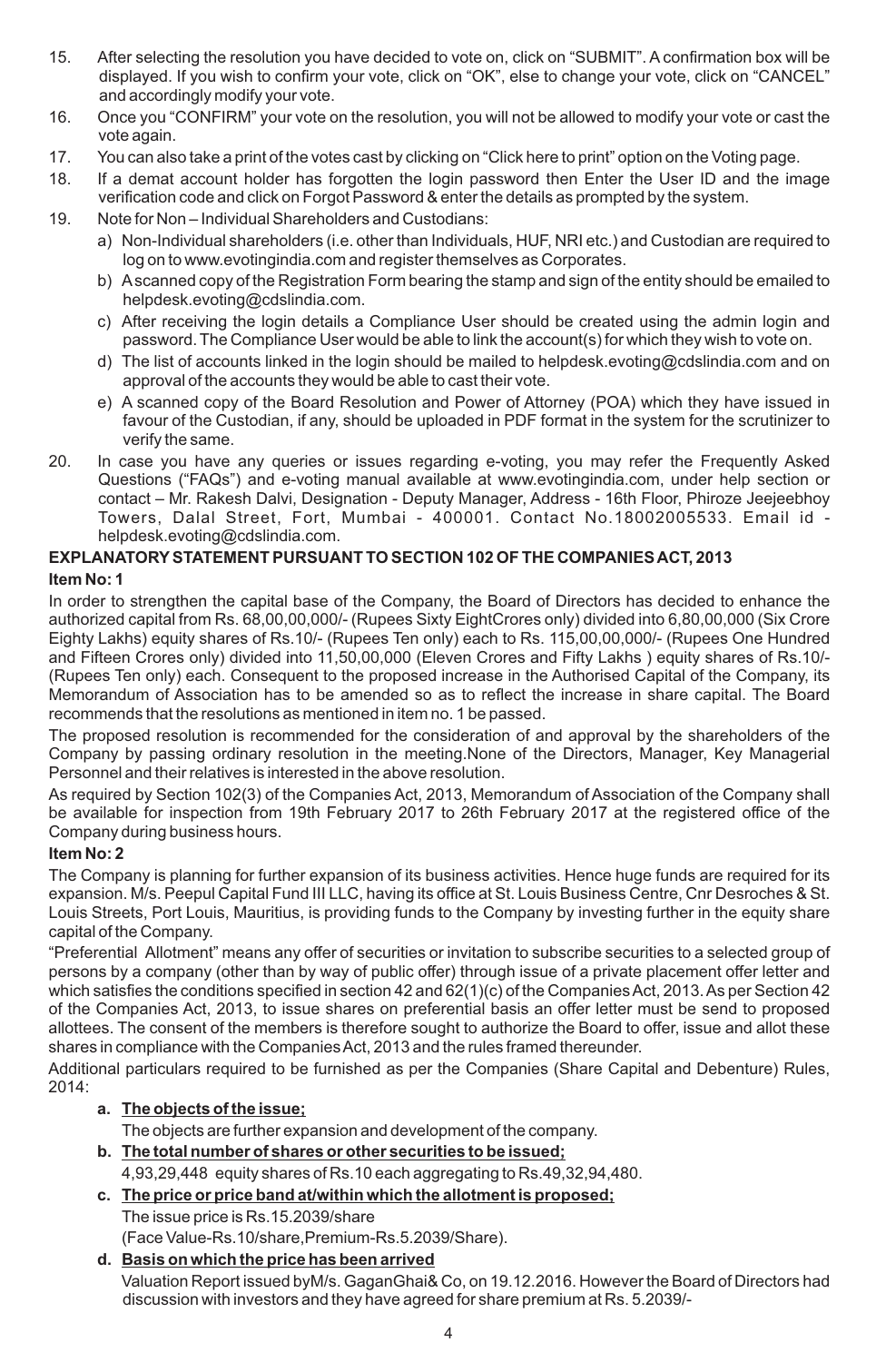15. After selecting the resolution you have decided to vote on, click on "SUBMIT". A confirmation box will be displayed. If you wish to confirm your vote, click on "OK", else to change your vote, click on "CANCEL" and accordingly modify your vote.
16. Once you "CONFIRM" your vote on the resolution, you will not be allowed to modify your vote or cast the vote again.
17. You can also take a print of the votes cast by clicking on "Click here to print" option on the Voting page.
18. If a demat account holder has forgotten the login password then Enter the User ID and the image verification code and click on Forgot Password & enter the details as prompted by the system.
19. Note for Non – Individual Shareholders and Custodians:
    a) Non-Individual shareholders (i.e. other than Individuals, HUF, NRI etc.) and Custodian are required to log on to www.evotingindia.com and register themselves as Corporates.
    b) A scanned copy of the Registration Form bearing the stamp and sign of the entity should be emailed to helpdesk.evoting@cdslindia.com.
    c) After receiving the login details a Compliance User should be created using the admin login and password. The Compliance User would be able to link the account(s) for which they wish to vote on.
    d) The list of accounts linked in the login should be mailed to helpdesk.evoting@cdslindia.com and on approval of the accounts they would be able to cast their vote.
    e) A scanned copy of the Board Resolution and Power of Attorney (POA) which they have issued in favour of the Custodian, if any, should be uploaded in PDF format in the system for the scrutinizer to verify the same.
20. In case you have any queries or issues regarding e-voting, you may refer the Frequently Asked Questions ("FAQs") and e-voting manual available at www.evotingindia.com, under help section or contact – Mr. Rakesh Dalvi, Designation - Deputy Manager, Address - 16th Floor, Phiroze Jeejeebhoy Towers, Dalal Street, Fort, Mumbai - 400001. Contact No.18002005533. Email id - helpdesk.evoting@cdslindia.com.

## EXPLANATORY STATEMENT PURSUANT TO SECTION 102 OF THE COMPANIES ACT, 2013

### Item No: 1

In order to strengthen the capital base of the Company, the Board of Directors has decided to enhance the authorized capital from Rs. 68,00,00,000/- (Rupees Sixty EightCrores only) divided into 6,80,00,000 (Six Crore Eighty Lakhs) equity shares of Rs.10/- (Rupees Ten only) each to Rs. 115,00,00,000/- (Rupees One Hundred and Fifteen Crores only) divided into 11,50,00,000 (Eleven Crores and Fifty Lakhs ) equity shares of Rs.10/- (Rupees Ten only) each. Consequent to the proposed increase in the Authorised Capital of the Company, its Memorandum of Association has to be amended so as to reflect the increase in share capital. The Board recommends that the resolutions as mentioned in item no. 1 be passed.

The proposed resolution is recommended for the consideration of and approval by the shareholders of the Company by passing ordinary resolution in the meeting.None of the Directors, Manager, Key Managerial Personnel and their relatives is interested in the above resolution.

As required by Section 102(3) of the Companies Act, 2013, Memorandum of Association of the Company shall be available for inspection from 19th February 2017 to 26th February 2017 at the registered office of the Company during business hours.

### Item No: 2

The Company is planning for further expansion of its business activities. Hence huge funds are required for its expansion. M/s. Peepul Capital Fund III LLC, having its office at St. Louis Business Centre, Cnr Desroches & St. Louis Streets, Port Louis, Mauritius, is providing funds to the Company by investing further in the equity share capital of the Company.

"Preferential Allotment" means any offer of securities or invitation to subscribe securities to a selected group of persons by a company (other than by way of public offer) through issue of a private placement offer letter and which satisfies the conditions specified in section 42 and 62(1)(c) of the Companies Act, 2013. As per Section 42 of the Companies Act, 2013, to issue shares on preferential basis an offer letter must be send to proposed allottees. The consent of the members is therefore sought to authorize the Board to offer, issue and allot these shares in compliance with the Companies Act, 2013 and the rules framed thereunder.

Additional particulars required to be furnished as per the Companies (Share Capital and Debenture) Rules, 2014:

a. **The objects of the issue;**
   The objects are further expansion and development of the company.
b. **The total number of shares or other securities to be issued;**
   4,93,29,448 equity shares of Rs.10 each aggregating to Rs.49,32,94,480.
c. **The price or price band at/within which the allotment is proposed;**
   The issue price is Rs.15.2039/share
   (Face Value-Rs.10/share,Premium-Rs.5.2039/Share).
d. **Basis on which the price has been arrived**
   Valuation Report issued byM/s. GaganGhai& Co, on 19.12.2016. However the Board of Directors had discussion with investors and they have agreed for share premium at Rs. 5.2039/-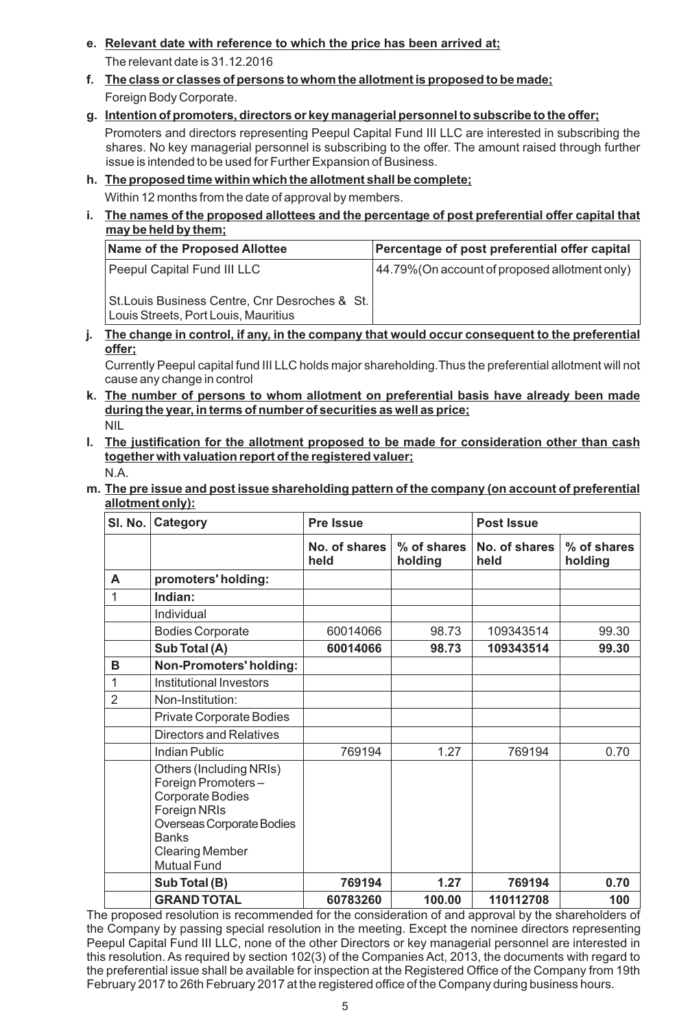**e. Relevant date with reference to which the price has been arrived at;**

The relevant date is 31.12.2016

**f. The class or classes of persons to whom the allotment is proposed to be made;**

Foreign Body Corporate.

**g. Intention of promoters, directors or key managerial personnel to subscribe to the offer;**

Promoters and directors representing Peepul Capital Fund III LLC are interested in subscribing the shares. No key managerial personnel is subscribing to the offer. The amount raised through further issue is intended to be used for Further Expansion of Business.

**h. The proposed time within which the allotment shall be complete;**

Within 12 months from the date of approval by members.

**i. The names of the proposed allottees and the percentage of post preferential offer capital that may be held by them;**

| Name of the Proposed Allottee | Percentage of post preferential offer capital |
|---|---|
| Peepul Capital Fund III LLC<br><br>St.Louis Business Centre, Cnr Desroches & St. Louis Streets, Port Louis, Mauritius | 44.79%(On account of proposed allotment only) |

**j. The change in control, if any, in the company that would occur consequent to the preferential offer;**

Currently Peepul capital fund III LLC holds major shareholding.Thus the preferential allotment will not cause any change in control

**k. The number of persons to whom allotment on preferential basis have already been made during the year, in terms of number of securities as well as price;**

NIL

**l. The justification for the allotment proposed to be made for consideration other than cash together with valuation report of the registered valuer;**

N.A.

**m. The pre issue and post issue shareholding pattern of the company (on account of preferential allotment only):**

| Sl. No. | Category | Pre Issue | | Post Issue | |
|---|---|---|---|---|---|
| | | No. of shares held | % of shares holding | No. of shares held | % of shares holding |
| **A** | **promoters' holding:** | | | | |
| 1 | **Indian:** | | | | |
| | Individual | | | | |
| | Bodies Corporate | 60014066 | 98.73 | 109343514 | 99.30 |
| | **Sub Total (A)** | **60014066** | **98.73** | **109343514** | **99.30** |
| **B** | **Non-Promoters' holding:** | | | | |
| 1 | Institutional Investors | | | | |
| 2 | Non-Institution: | | | | |
| | Private Corporate Bodies | | | | |
| | Directors and Relatives | | | | |
| | Indian Public | 769194 | 1.27 | 769194 | 0.70 |
| | Others (Including NRIs) Foreign Promoters – Corporate Bodies Foreign NRIs Overseas Corporate Bodies Banks Clearing Member Mutual Fund | | | | |
| | **Sub Total (B)** | **769194** | **1.27** | **769194** | **0.70** |
| | **GRAND TOTAL** | **60783260** | **100.00** | **110112708** | **100** |

The proposed resolution is recommended for the consideration of and approval by the shareholders of the Company by passing special resolution in the meeting. Except the nominee directors representing Peepul Capital Fund III LLC, none of the other Directors or key managerial personnel are interested in this resolution. As required by section 102(3) of the Companies Act, 2013, the documents with regard to the preferential issue shall be available for inspection at the Registered Office of the Company from 19th February 2017 to 26th February 2017 at the registered office of the Company during business hours.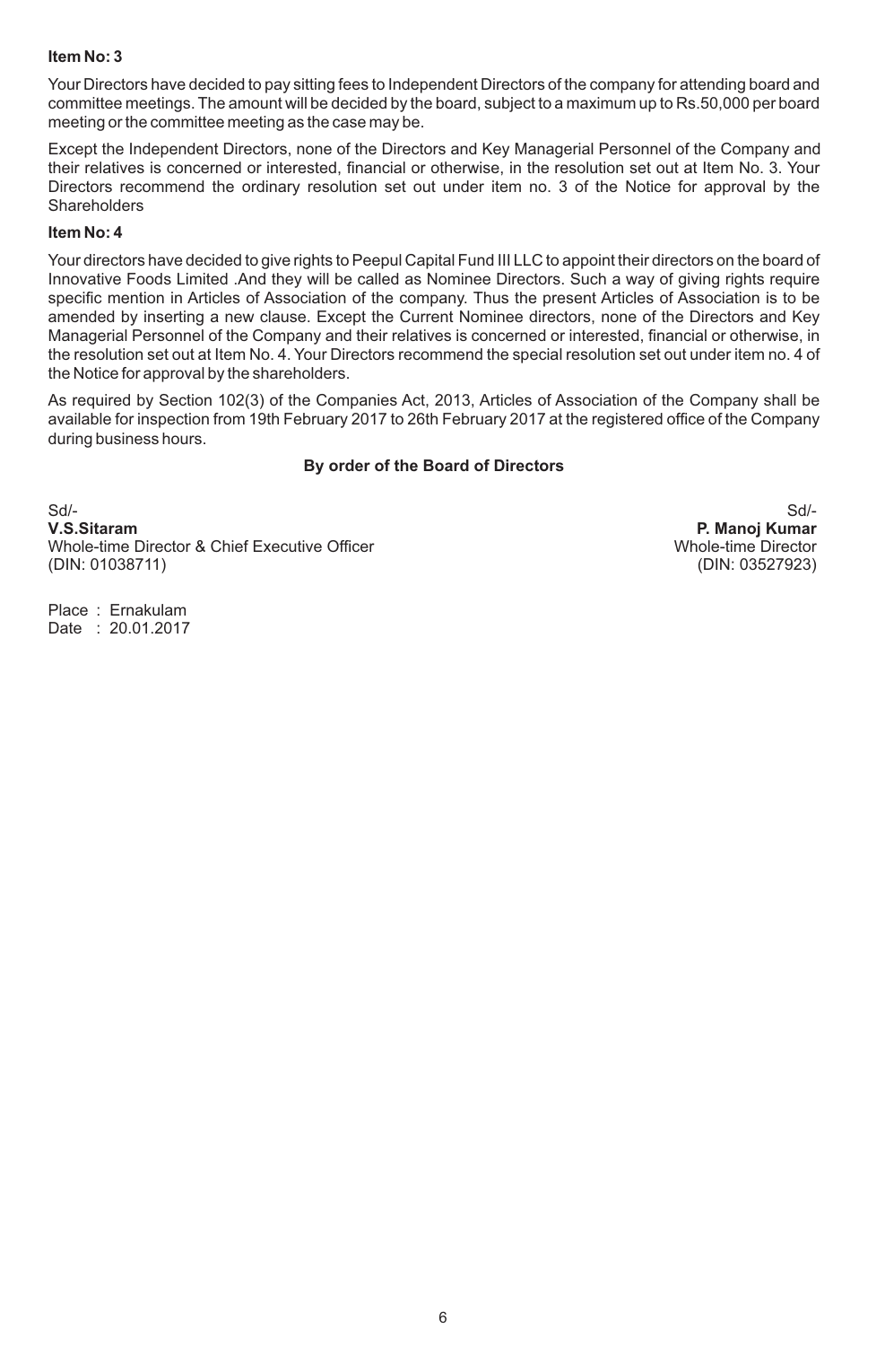**Item No: 3**

Your Directors have decided to pay sitting fees to Independent Directors of the company for attending board and committee meetings. The amount will be decided by the board, subject to a maximum up to Rs.50,000 per board meeting or the committee meeting as the case may be.

Except the Independent Directors, none of the Directors and Key Managerial Personnel of the Company and their relatives is concerned or interested, financial or otherwise, in the resolution set out at Item No. 3. Your Directors recommend the ordinary resolution set out under item no. 3 of the Notice for approval by the Shareholders

**Item No: 4**

Your directors have decided to give rights to Peepul Capital Fund III LLC to appoint their directors on the board of Innovative Foods Limited .And they will be called as Nominee Directors. Such a way of giving rights require specific mention in Articles of Association of the company. Thus the present Articles of Association is to be amended by inserting a new clause. Except the Current Nominee directors, none of the Directors and Key Managerial Personnel of the Company and their relatives is concerned or interested, financial or otherwise, in the resolution set out at Item No. 4. Your Directors recommend the special resolution set out under item no. 4 of the Notice for approval by the shareholders.

As required by Section 102(3) of the Companies Act, 2013, Articles of Association of the Company shall be available for inspection from 19th February 2017 to 26th February 2017 at the registered office of the Company during business hours.

**By order of the Board of Directors**

Sd/-
**V.S.Sitaram**
Whole-time Director & Chief Executive Officer
(DIN: 01038711)

Sd/-
**P. Manoj Kumar**
Whole-time Director
(DIN: 03527923)

Place : Ernakulam
Date : 20.01.2017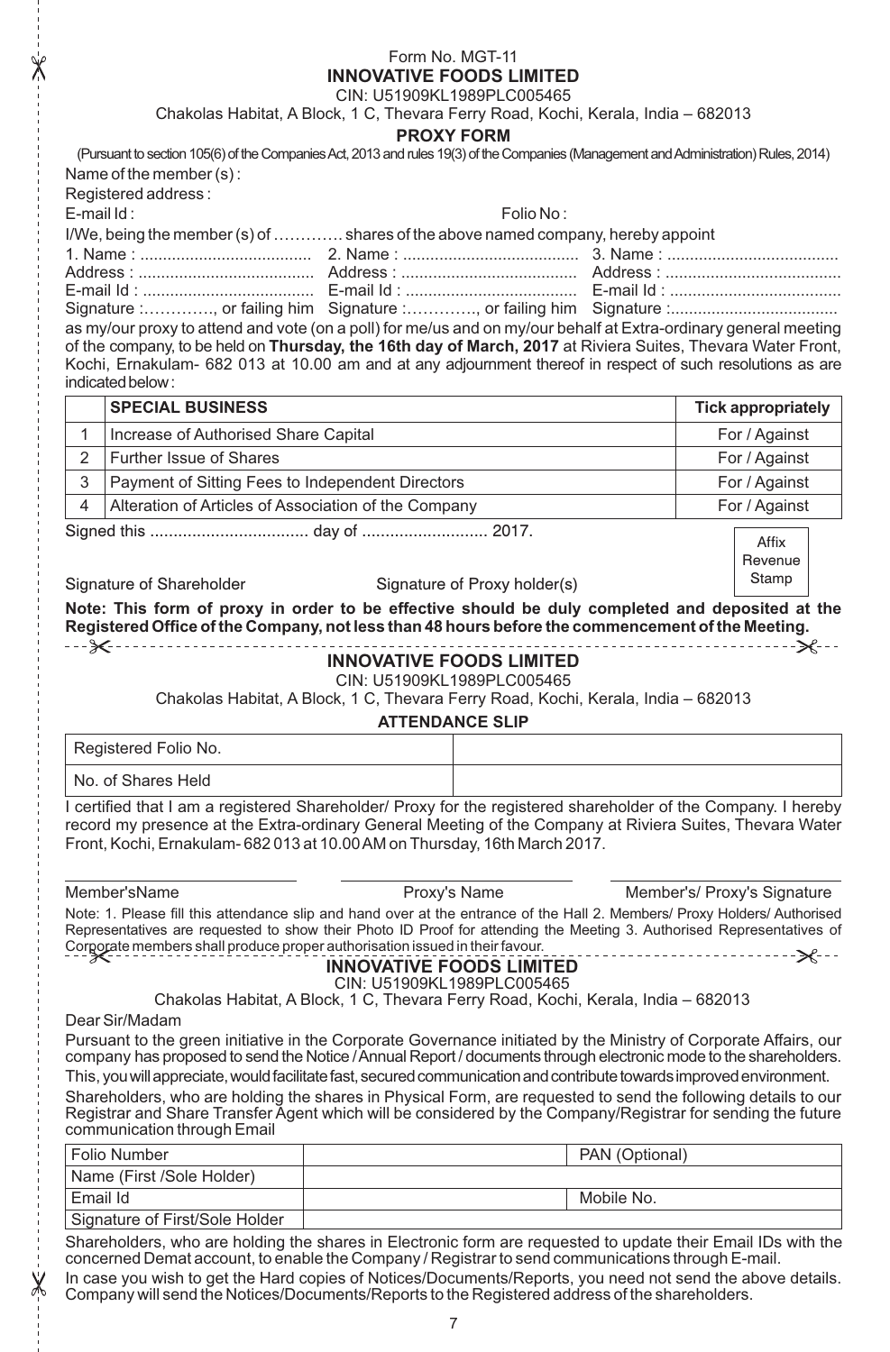Form No. MGT-11

# INNOVATIVE FOODS LIMITED

CIN: U51909KL1989PLC005465

Chakolas Habitat, A Block, 1 C, Thevara Ferry Road, Kochi, Kerala, India – 682013

## PROXY FORM

(Pursuant to section 105(6) of the Companies Act, 2013 and rules 19(3) of the Companies (Management and Administration) Rules, 2014)

Name of the member (s) :

Registered address :

E-mail Id : Folio No :

I/We, being the member (s) of ………… shares of the above named company, hereby appoint

1. Name : ..................................... Address : ....................................... E-mail Id : ..................................... Signature :…………, or failing him
2. Name : ...................................... Address : ....................................... E-mail Id : ..................................... Signature :…………, or failing him
3. Name : ..................................... Address : ....................................... E-mail Id : ..................................... Signature :.....................................

as my/our proxy to attend and vote (on a poll) for me/us and on my/our behalf at Extra-ordinary general meeting of the company, to be held on **Thursday, the 16th day of March, 2017** at Riviera Suites, Thevara Water Front, Kochi, Ernakulam- 682 013 at 10.00 am and at any adjournment thereof in respect of such resolutions as are indicated below :

| | SPECIAL BUSINESS | Tick appropriately |
|---|---|---|
| 1 | Increase of Authorised Share Capital | For / Against |
| 2 | Further Issue of Shares | For / Against |
| 3 | Payment of Sitting Fees to Independent Directors | For / Against |
| 4 | Alteration of Articles of Association of the Company | For / Against |

Signed this .................................. day of ........................... 2017.

Affix Revenue Stamp

Signature of Shareholder Signature of Proxy holder(s)

**Note: This form of proxy in order to be effective should be duly completed and deposited at the Registered Office of the Company, not less than 48 hours before the commencement of the Meeting.**

# INNOVATIVE FOODS LIMITED

CIN: U51909KL1989PLC005465

Chakolas Habitat, A Block, 1 C, Thevara Ferry Road, Kochi, Kerala, India – 682013

## ATTENDANCE SLIP

| Registered Folio No. | |
|---|---|
| No. of Shares Held | |

I certified that I am a registered Shareholder/ Proxy for the registered shareholder of the Company. I hereby record my presence at the Extra-ordinary General Meeting of the Company at Riviera Suites, Thevara Water Front, Kochi, Ernakulam- 682 013 at 10.00 AM on Thursday, 16th March 2017.

Member'sName Proxy's Name Member's/ Proxy's Signature

Note: 1. Please fill this attendance slip and hand over at the entrance of the Hall 2. Members/ Proxy Holders/ Authorised Representatives are requested to show their Photo ID Proof for attending the Meeting 3. Authorised Representatives of Corporate members shall produce proper authorisation issued in their favour.

# INNOVATIVE FOODS LIMITED

CIN: U51909KL1989PLC005465

Chakolas Habitat, A Block, 1 C, Thevara Ferry Road, Kochi, Kerala, India – 682013

Dear Sir/Madam

Pursuant to the green initiative in the Corporate Governance initiated by the Ministry of Corporate Affairs, our company has proposed to send the Notice / Annual Report / documents through electronic mode to the shareholders.

This, you will appreciate, would facilitate fast, secured communication and contribute towards improved environment.

Shareholders, who are holding the shares in Physical Form, are requested to send the following details to our Registrar and Share Transfer Agent which will be considered by the Company/Registrar for sending the future communication through Email

| Folio Number | | PAN (Optional) | |
|---|---|---|---|
| Name (First /Sole Holder) | | | |
| Email Id | | Mobile No. | |
| Signature of First/Sole Holder | | | |

Shareholders, who are holding the shares in Electronic form are requested to update their Email IDs with the concerned Demat account, to enable the Company / Registrar to send communications through E-mail.

In case you wish to get the Hard copies of Notices/Documents/Reports, you need not send the above details. Company will send the Notices/Documents/Reports to the Registered address of the shareholders.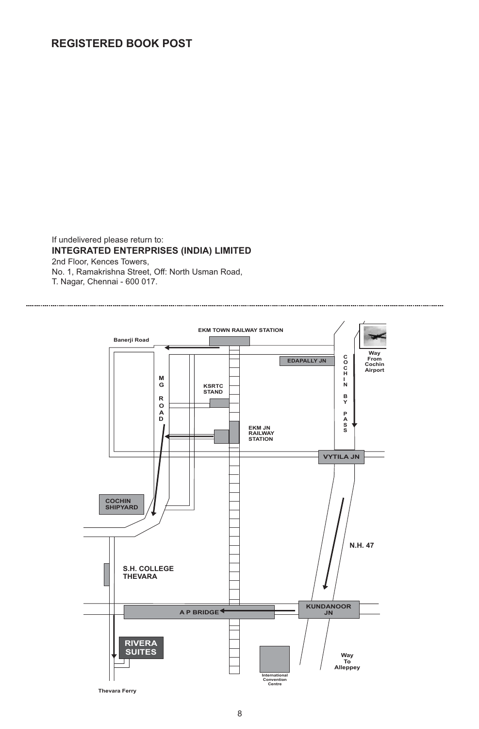## REGISTERED BOOK POST

If undelivered please return to:
**INTEGRATED ENTERPRISES (INDIA) LIMITED**
2nd Floor, Kences Towers,
No. 1, Ramakrishna Street, Off: North Usman Road,
T. Nagar, Chennai - 600 017.

EKM TOWN RAILWAY STATION

Banerji Road

Way From Cochin Airport

EDAPALLY JN

COCHIN BY PASS

MG ROAD

KSRTC STAND

EKM JN RAILWAY STATION

VYTILA JN

COCHIN SHIPYARD

N.H. 47

S.H. COLLEGE THEVARA

A P BRIDGE

KUNDANOOR JN

RIVERA SUITES

Way To Alleppey

International Convention Centre

Thevara Ferry